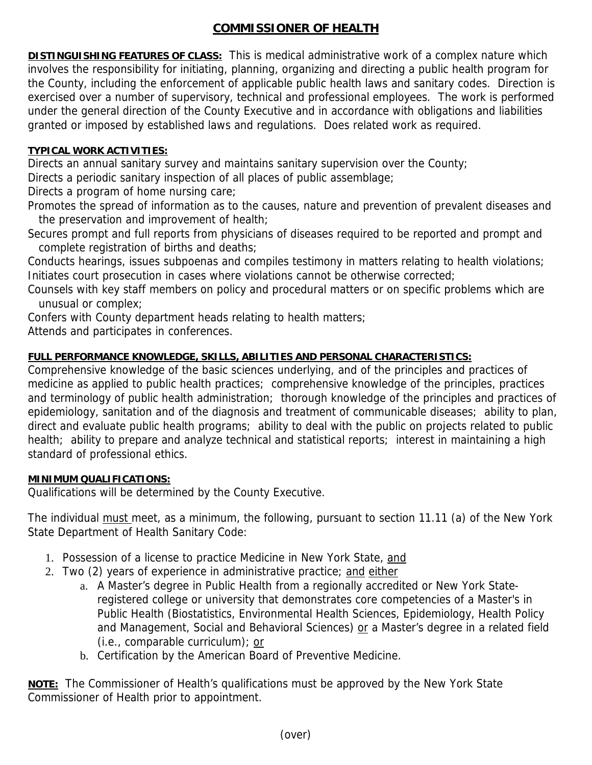# COMMISSIONER OF HEALTH

**DISTINGUISHING FEATURES OF CLASS:** This is medical administrative work of a complex nature which involves the responsibility for initiating, planning, organizing and directing a public health program for the County, including the enforcement of applicable public health laws and sanitary codes. Direction is exercised over a number of supervisory, technical and professional employees. The work is performed under the general direction of the County Executive and in accordance with obligations and liabilities granted or imposed by established laws and regulations. Does related work as required.

**TYPICAL WORK ACTIVITIES:**

Directs an annual sanitary survey and maintains sanitary supervision over the County;
Directs a periodic sanitary inspection of all places of public assemblage;
Directs a program of home nursing care;
Promotes the spread of information as to the causes, nature and prevention of prevalent diseases and the preservation and improvement of health;
Secures prompt and full reports from physicians of diseases required to be reported and prompt and complete registration of births and deaths;
Conducts hearings, issues subpoenas and compiles testimony in matters relating to health violations;
Initiates court prosecution in cases where violations cannot be otherwise corrected;
Counsels with key staff members on policy and procedural matters or on specific problems which are unusual or complex;
Confers with County department heads relating to health matters;
Attends and participates in conferences.

**FULL PERFORMANCE KNOWLEDGE, SKILLS, ABILITIES AND PERSONAL CHARACTERISTICS:**

Comprehensive knowledge of the basic sciences underlying, and of the principles and practices of medicine as applied to public health practices; comprehensive knowledge of the principles, practices and terminology of public health administration; thorough knowledge of the principles and practices of epidemiology, sanitation and of the diagnosis and treatment of communicable diseases; ability to plan, direct and evaluate public health programs; ability to deal with the public on projects related to public health; ability to prepare and analyze technical and statistical reports; interest in maintaining a high standard of professional ethics.

**MINIMUM QUALIFICATIONS:**

Qualifications will be determined by the County Executive.

The individual must meet, as a minimum, the following, pursuant to section 11.11 (a) of the New York State Department of Health Sanitary Code:

1. Possession of a license to practice Medicine in New York State, and
2. Two (2) years of experience in administrative practice; and either
   a. A Master's degree in Public Health from a regionally accredited or New York State-registered college or university that demonstrates core competencies of a Master's in Public Health (Biostatistics, Environmental Health Sciences, Epidemiology, Health Policy and Management, Social and Behavioral Sciences) or a Master's degree in a related field (i.e., comparable curriculum); or
   b. Certification by the American Board of Preventive Medicine.

**NOTE:** The Commissioner of Health's qualifications must be approved by the New York State Commissioner of Health prior to appointment.

(over)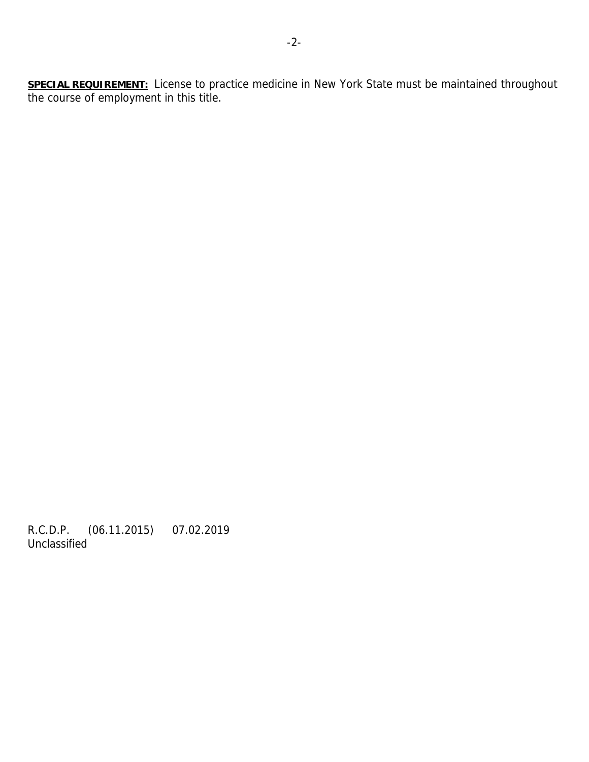**SPECIAL REQUIREMENT:** License to practice medicine in New York State must be maintained throughout the course of employment in this title.

R.C.D.P. (06.11.2015) 07.02.2019
Unclassified